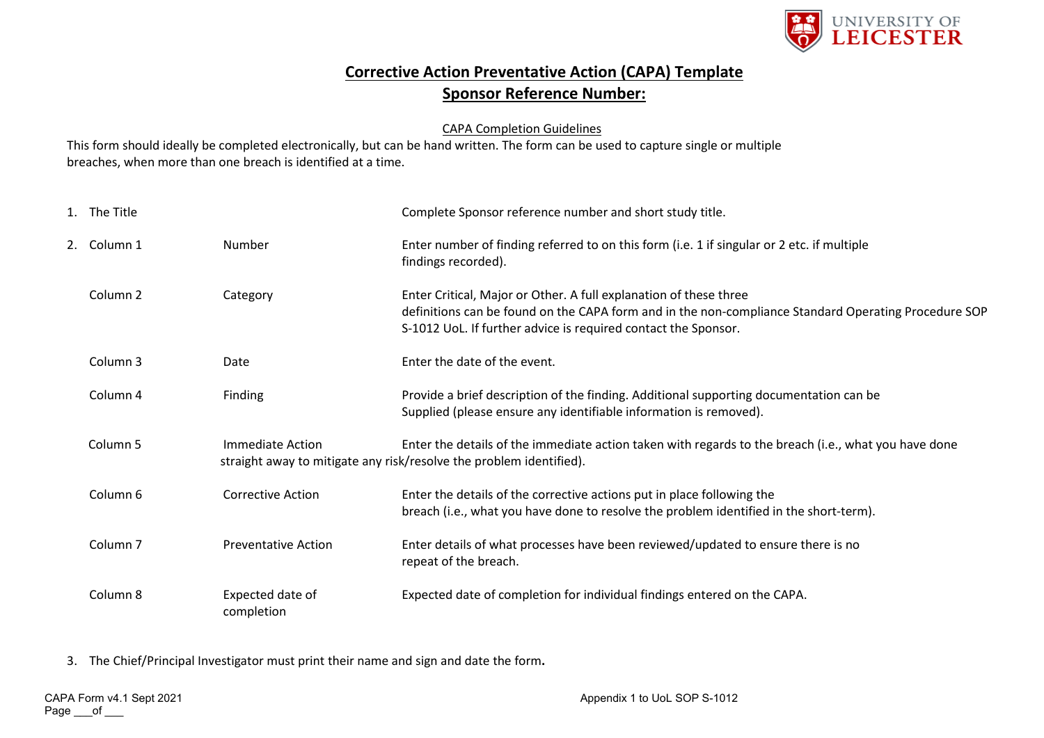# Corrective Action Preventative Action (CAPA) Template

## Sponsor Reference Number:

CAPA Completion Guidelines

This form should ideally be completed electronically, but can be hand written. The form can be used to capture single or multiple breaches, when more than one breach is identified at a time.

1. The Title — Complete Sponsor reference number and short study title.

2. Column 1 — Number — Enter number of finding referred to on this form (i.e. 1 if singular or 2 etc. if multiple findings recorded).

   Column 2 — Category — Enter Critical, Major or Other. A full explanation of these three definitions can be found on the CAPA form and in the non-compliance Standard Operating Procedure SOP S-1012 UoL. If further advice is required contact the Sponsor.

   Column 3 — Date — Enter the date of the event.

   Column 4 — Finding — Provide a brief description of the finding. Additional supporting documentation can be Supplied (please ensure any identifiable information is removed).

   Column 5 — Immediate Action — Enter the details of the immediate action taken with regards to the breach (i.e., what you have done straight away to mitigate any risk/resolve the problem identified).

   Column 6 — Corrective Action — Enter the details of the corrective actions put in place following the breach (i.e., what you have done to resolve the problem identified in the short-term).

   Column 7 — Preventative Action — Enter details of what processes have been reviewed/updated to ensure there is no repeat of the breach.

   Column 8 — Expected date of completion — Expected date of completion for individual findings entered on the CAPA.

3. The Chief/Principal Investigator must print their name and sign and date the form**.**

CAPA Form v4.1 Sept 2021
Page ___of ___

Appendix 1 to UoL SOP S-1012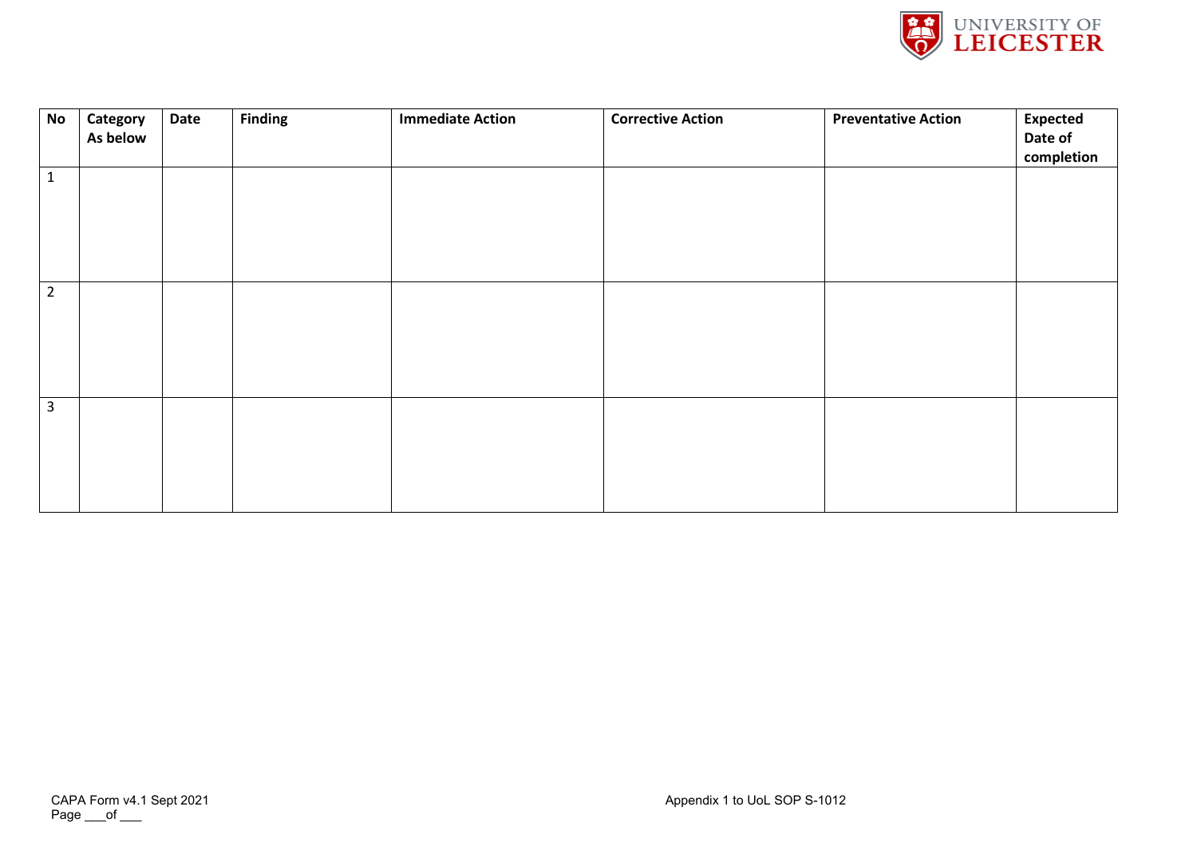| No | Category As below | Date | Finding | Immediate Action | Corrective Action | Preventative Action | Expected Date of completion |
|---|---|---|---|---|---|---|---|
| 1 | | | | | | | |
| 2 | | | | | | | |
| 3 | | | | | | | |

CAPA Form v4.1 Sept 2021

Appendix 1 to UoL SOP S-1012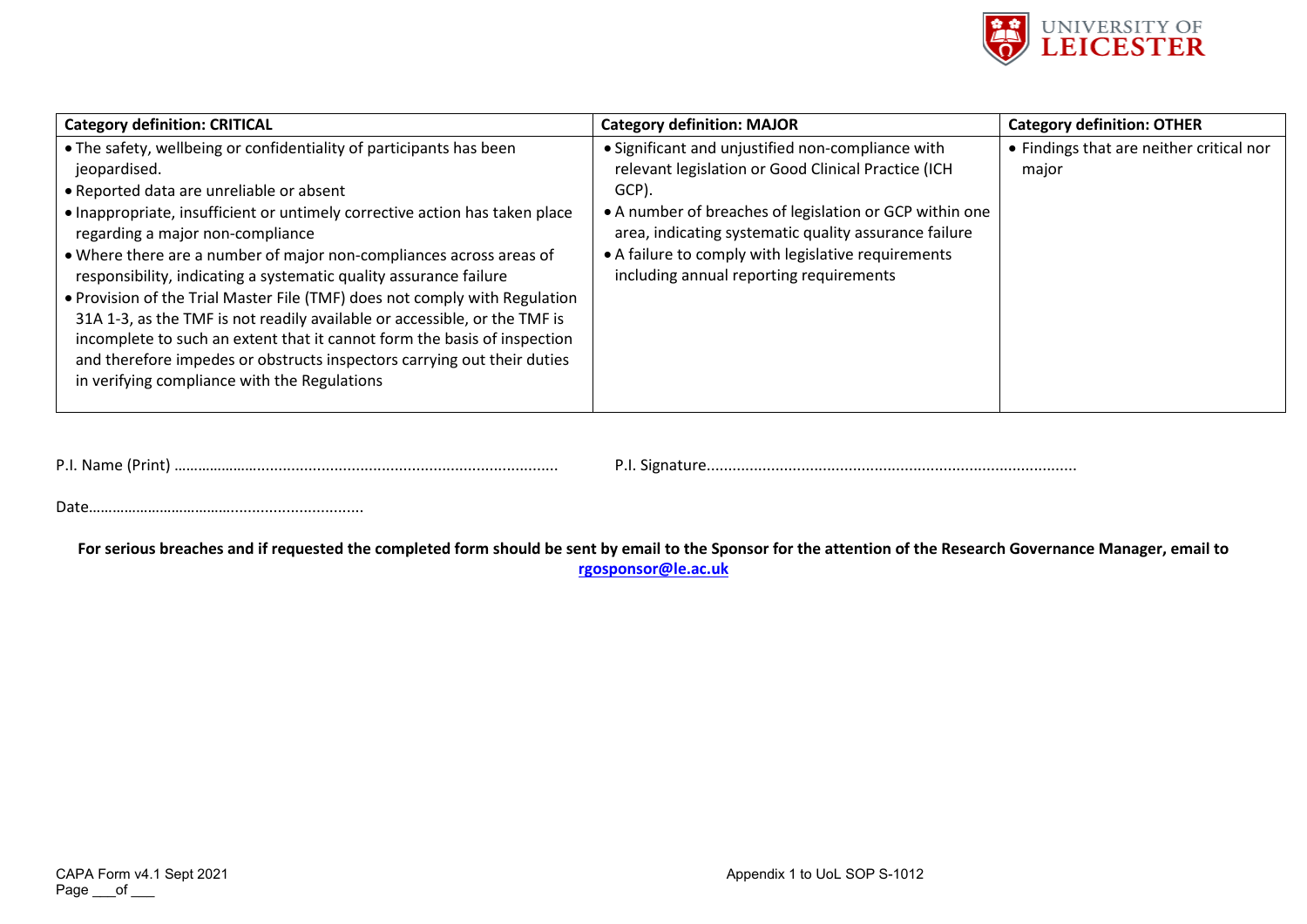| Category definition: CRITICAL | Category definition: MAJOR | Category definition: OTHER |
|---|---|---|
| • The safety, wellbeing or confidentiality of participants has been jeopardised.<br>• Reported data are unreliable or absent<br>• Inappropriate, insufficient or untimely corrective action has taken place regarding a major non-compliance<br>• Where there are a number of major non-compliances across areas of responsibility, indicating a systematic quality assurance failure<br>• Provision of the Trial Master File (TMF) does not comply with Regulation 31A 1-3, as the TMF is not readily available or accessible, or the TMF is incomplete to such an extent that it cannot form the basis of inspection and therefore impedes or obstructs inspectors carrying out their duties in verifying compliance with the Regulations | • Significant and unjustified non-compliance with relevant legislation or Good Clinical Practice (ICH GCP).<br>• A number of breaches of legislation or GCP within one area, indicating systematic quality assurance failure<br>• A failure to comply with legislative requirements including annual reporting requirements | • Findings that are neither critical nor major |

P.I. Name (Print) ………………………………………………………………………………

P.I. Signature……………………………………………………………………………………

Date…………………………………………………………

**For serious breaches and if requested the completed form should be sent by email to the Sponsor for the attention of the Research Governance Manager, email to rgosponsor@le.ac.uk**

CAPA Form v4.1 Sept 2021

Appendix 1 to UoL SOP S-1012